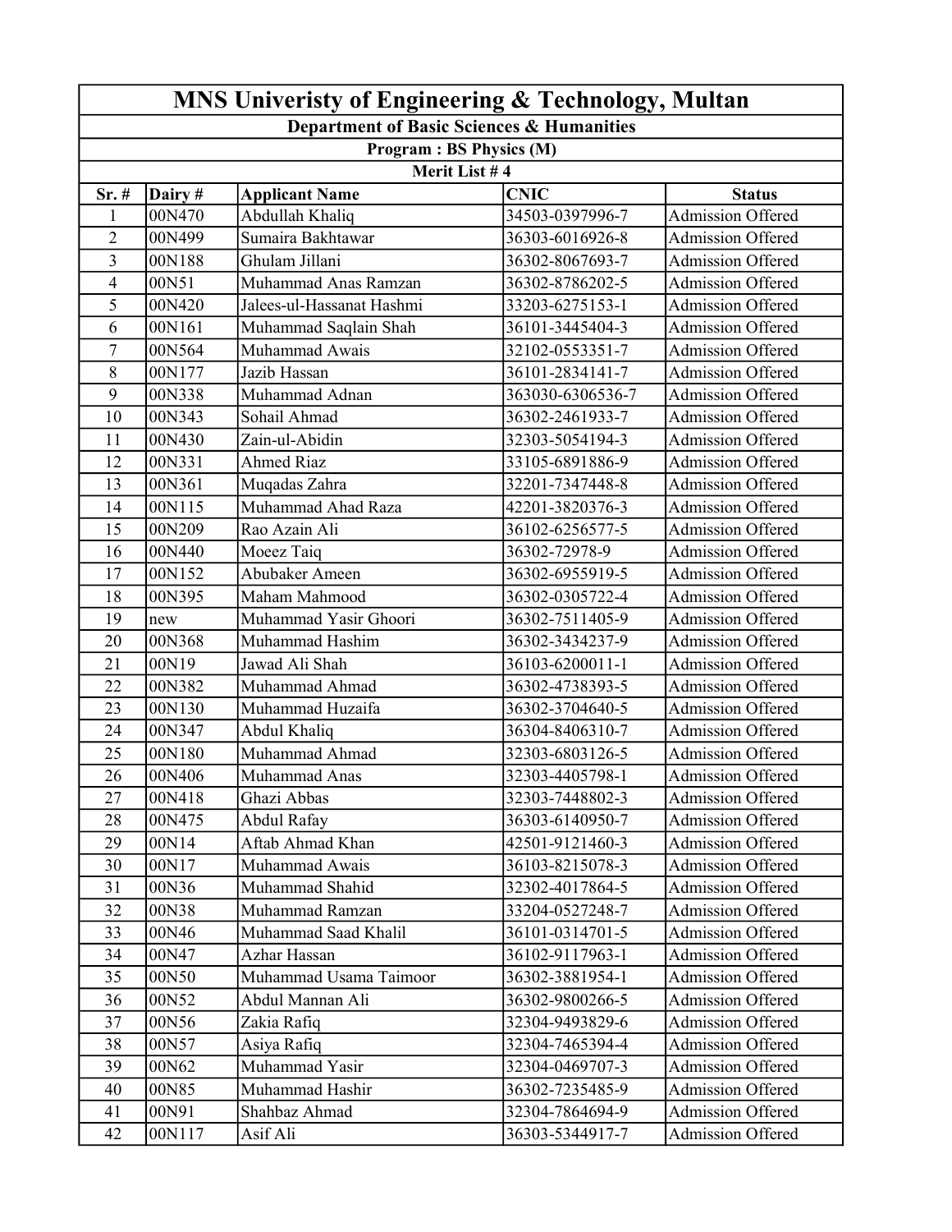# MNS Univeristy of Engineering & Technology, Multan

## Department of Basic Sciences & Humanities

### Program : BS Physics (M)

### Merit List # 4

| Sr. # | Dairy # | Applicant Name | CNIC | Status |
|---|---|---|---|---|
| 1 | 00N470 | Abdullah Khaliq | 34503-0397996-7 | Admission Offered |
| 2 | 00N499 | Sumaira Bakhtawar | 36303-6016926-8 | Admission Offered |
| 3 | 00N188 | Ghulam Jillani | 36302-8067693-7 | Admission Offered |
| 4 | 00N51 | Muhammad Anas Ramzan | 36302-8786202-5 | Admission Offered |
| 5 | 00N420 | Jalees-ul-Hassanat Hashmi | 33203-6275153-1 | Admission Offered |
| 6 | 00N161 | Muhammad Saqlain Shah | 36101-3445404-3 | Admission Offered |
| 7 | 00N564 | Muhammad Awais | 32102-0553351-7 | Admission Offered |
| 8 | 00N177 | Jazib Hassan | 36101-2834141-7 | Admission Offered |
| 9 | 00N338 | Muhammad Adnan | 363030-6306536-7 | Admission Offered |
| 10 | 00N343 | Sohail Ahmad | 36302-2461933-7 | Admission Offered |
| 11 | 00N430 | Zain-ul-Abidin | 32303-5054194-3 | Admission Offered |
| 12 | 00N331 | Ahmed Riaz | 33105-6891886-9 | Admission Offered |
| 13 | 00N361 | Muqadas Zahra | 32201-7347448-8 | Admission Offered |
| 14 | 00N115 | Muhammad Ahad Raza | 42201-3820376-3 | Admission Offered |
| 15 | 00N209 | Rao Azain Ali | 36102-6256577-5 | Admission Offered |
| 16 | 00N440 | Moeez Taiq | 36302-72978-9 | Admission Offered |
| 17 | 00N152 | Abubaker Ameen | 36302-6955919-5 | Admission Offered |
| 18 | 00N395 | Maham Mahmood | 36302-0305722-4 | Admission Offered |
| 19 | new | Muhammad Yasir Ghoori | 36302-7511405-9 | Admission Offered |
| 20 | 00N368 | Muhammad Hashim | 36302-3434237-9 | Admission Offered |
| 21 | 00N19 | Jawad Ali Shah | 36103-6200011-1 | Admission Offered |
| 22 | 00N382 | Muhammad Ahmad | 36302-4738393-5 | Admission Offered |
| 23 | 00N130 | Muhammad Huzaifa | 36302-3704640-5 | Admission Offered |
| 24 | 00N347 | Abdul Khaliq | 36304-8406310-7 | Admission Offered |
| 25 | 00N180 | Muhammad Ahmad | 32303-6803126-5 | Admission Offered |
| 26 | 00N406 | Muhammad Anas | 32303-4405798-1 | Admission Offered |
| 27 | 00N418 | Ghazi Abbas | 32303-7448802-3 | Admission Offered |
| 28 | 00N475 | Abdul Rafay | 36303-6140950-7 | Admission Offered |
| 29 | 00N14 | Aftab Ahmad Khan | 42501-9121460-3 | Admission Offered |
| 30 | 00N17 | Muhammad Awais | 36103-8215078-3 | Admission Offered |
| 31 | 00N36 | Muhammad Shahid | 32302-4017864-5 | Admission Offered |
| 32 | 00N38 | Muhammad Ramzan | 33204-0527248-7 | Admission Offered |
| 33 | 00N46 | Muhammad Saad Khalil | 36101-0314701-5 | Admission Offered |
| 34 | 00N47 | Azhar Hassan | 36102-9117963-1 | Admission Offered |
| 35 | 00N50 | Muhammad Usama Taimoor | 36302-3881954-1 | Admission Offered |
| 36 | 00N52 | Abdul Mannan Ali | 36302-9800266-5 | Admission Offered |
| 37 | 00N56 | Zakia Rafiq | 32304-9493829-6 | Admission Offered |
| 38 | 00N57 | Asiya Rafiq | 32304-7465394-4 | Admission Offered |
| 39 | 00N62 | Muhammad Yasir | 32304-0469707-3 | Admission Offered |
| 40 | 00N85 | Muhammad Hashir | 36302-7235485-9 | Admission Offered |
| 41 | 00N91 | Shahbaz Ahmad | 32304-7864694-9 | Admission Offered |
| 42 | 00N117 | Asif Ali | 36303-5344917-7 | Admission Offered |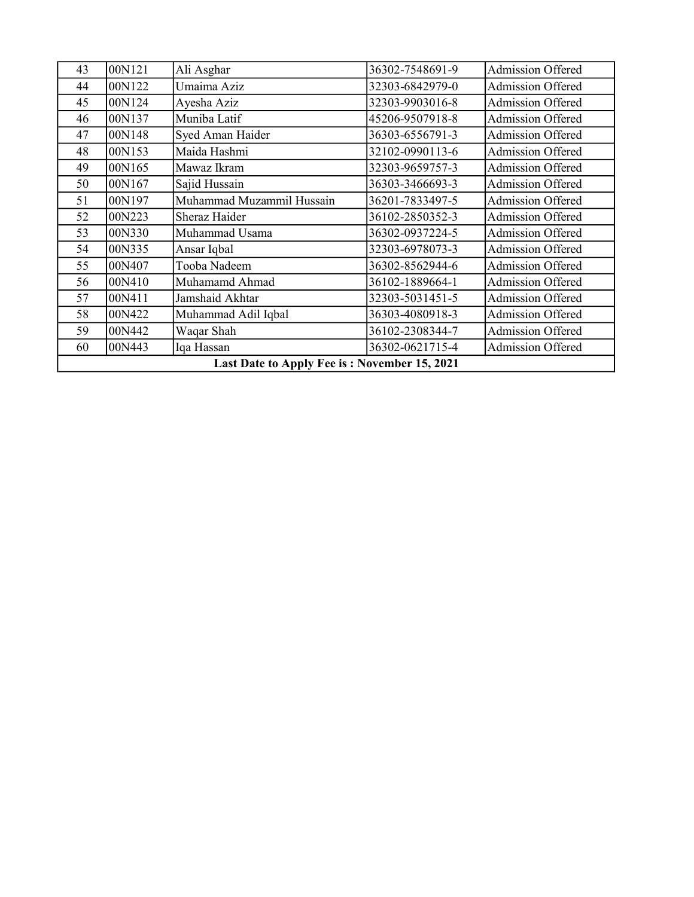| | | | | |
|---|---|---|---|---|
| 43 | 00N121 | Ali Asghar | 36302-7548691-9 | Admission Offered |
| 44 | 00N122 | Umaima Aziz | 32303-6842979-0 | Admission Offered |
| 45 | 00N124 | Ayesha Aziz | 32303-9903016-8 | Admission Offered |
| 46 | 00N137 | Muniba Latif | 45206-9507918-8 | Admission Offered |
| 47 | 00N148 | Syed Aman Haider | 36303-6556791-3 | Admission Offered |
| 48 | 00N153 | Maida Hashmi | 32102-0990113-6 | Admission Offered |
| 49 | 00N165 | Mawaz Ikram | 32303-9659757-3 | Admission Offered |
| 50 | 00N167 | Sajid Hussain | 36303-3466693-3 | Admission Offered |
| 51 | 00N197 | Muhammad Muzammil Hussain | 36201-7833497-5 | Admission Offered |
| 52 | 00N223 | Sheraz Haider | 36102-2850352-3 | Admission Offered |
| 53 | 00N330 | Muhammad Usama | 36302-0937224-5 | Admission Offered |
| 54 | 00N335 | Ansar Iqbal | 32303-6978073-3 | Admission Offered |
| 55 | 00N407 | Tooba Nadeem | 36302-8562944-6 | Admission Offered |
| 56 | 00N410 | Muhamamd Ahmad | 36102-1889664-1 | Admission Offered |
| 57 | 00N411 | Jamshaid Akhtar | 32303-5031451-5 | Admission Offered |
| 58 | 00N422 | Muhammad Adil Iqbal | 36303-4080918-3 | Admission Offered |
| 59 | 00N442 | Waqar Shah | 36102-2308344-7 | Admission Offered |
| 60 | 00N443 | Iqa Hassan | 36302-0621715-4 | Admission Offered |
| **Last Date to Apply Fee is : November 15, 2021** | | | | |